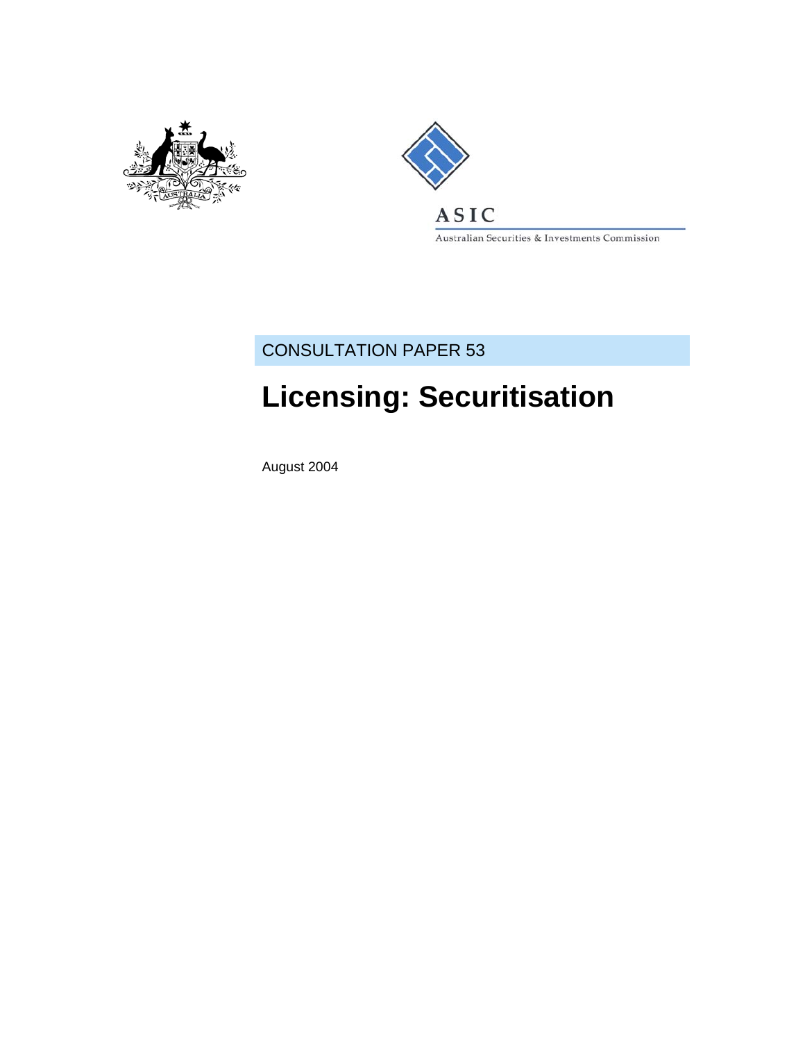ASIC

Australian Securities & Investments Commission

CONSULTATION PAPER 53

# Licensing: Securitisation

August 2004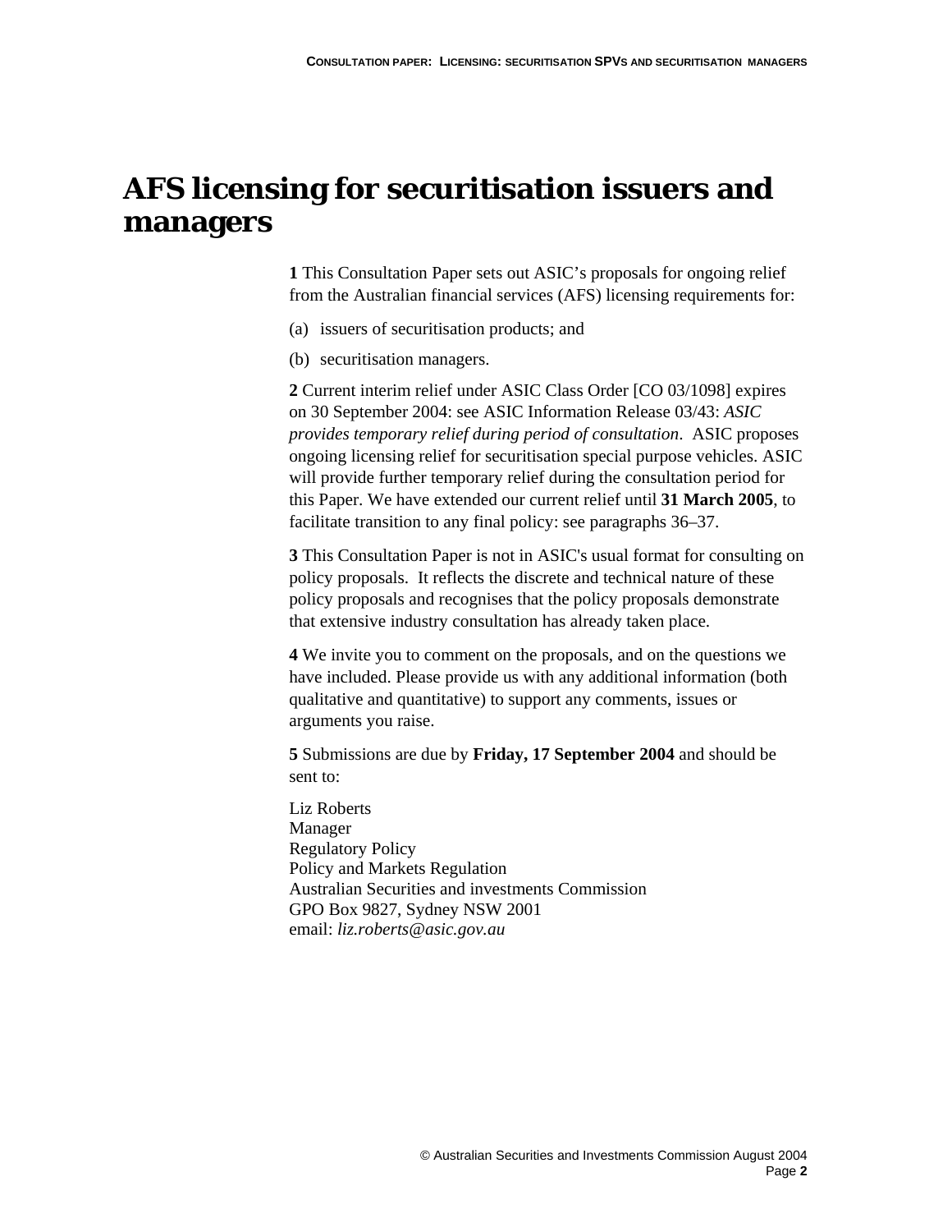# AFS licensing for securitisation issuers and managers

**1** This Consultation Paper sets out ASIC's proposals for ongoing relief from the Australian financial services (AFS) licensing requirements for:

(a) issuers of securitisation products; and

(b) securitisation managers.

**2** Current interim relief under ASIC Class Order [CO 03/1098] expires on 30 September 2004: see ASIC Information Release 03/43: *ASIC provides temporary relief during period of consultation*. ASIC proposes ongoing licensing relief for securitisation special purpose vehicles. ASIC will provide further temporary relief during the consultation period for this Paper. We have extended our current relief until **31 March 2005**, to facilitate transition to any final policy: see paragraphs 36–37.

**3** This Consultation Paper is not in ASIC's usual format for consulting on policy proposals. It reflects the discrete and technical nature of these policy proposals and recognises that the policy proposals demonstrate that extensive industry consultation has already taken place.

**4** We invite you to comment on the proposals, and on the questions we have included. Please provide us with any additional information (both qualitative and quantitative) to support any comments, issues or arguments you raise.

**5** Submissions are due by **Friday, 17 September 2004** and should be sent to:

Liz Roberts
Manager
Regulatory Policy
Policy and Markets Regulation
Australian Securities and investments Commission
GPO Box 9827, Sydney NSW 2001
email: *liz.roberts@asic.gov.au*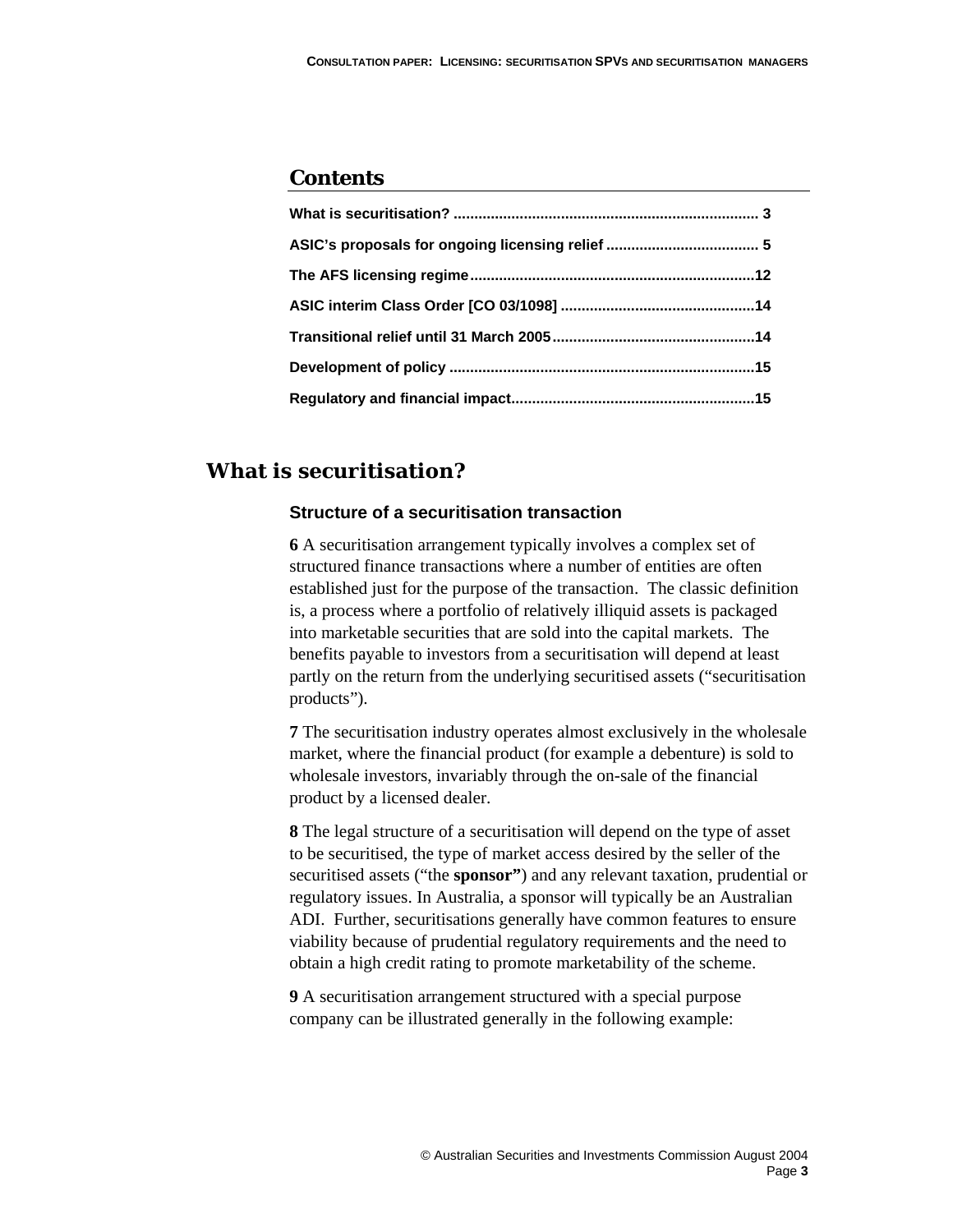## Contents

What is securitisation? ......................................................................... 3

ASIC's proposals for ongoing licensing relief ..................................... 5

The AFS licensing regime....................................................................12

ASIC interim Class Order [CO 03/1098] ...............................................14

Transitional relief until 31 March 2005.................................................14

Development of policy .........................................................................15

Regulatory and financial impact..........................................................15

# What is securitisation?

### Structure of a securitisation transaction

**6** A securitisation arrangement typically involves a complex set of structured finance transactions where a number of entities are often established just for the purpose of the transaction. The classic definition is, a process where a portfolio of relatively illiquid assets is packaged into marketable securities that are sold into the capital markets. The benefits payable to investors from a securitisation will depend at least partly on the return from the underlying securitised assets ("securitisation products").

**7** The securitisation industry operates almost exclusively in the wholesale market, where the financial product (for example a debenture) is sold to wholesale investors, invariably through the on-sale of the financial product by a licensed dealer.

**8** The legal structure of a securitisation will depend on the type of asset to be securitised, the type of market access desired by the seller of the securitised assets ("the **sponsor"**) and any relevant taxation, prudential or regulatory issues. In Australia, a sponsor will typically be an Australian ADI. Further, securitisations generally have common features to ensure viability because of prudential regulatory requirements and the need to obtain a high credit rating to promote marketability of the scheme.

**9** A securitisation arrangement structured with a special purpose company can be illustrated generally in the following example: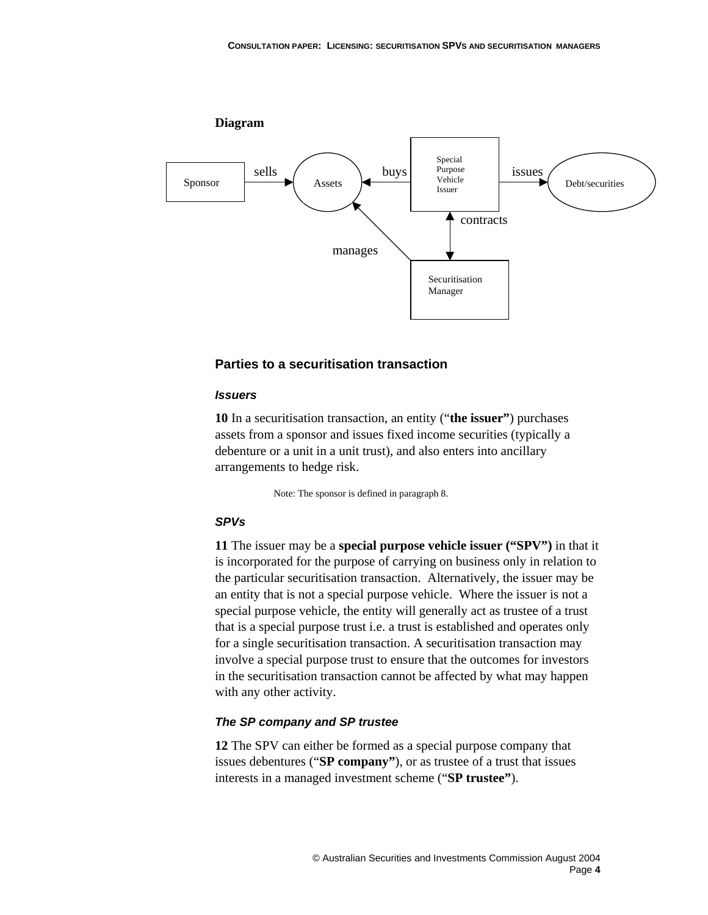**Diagram**

Sponsor — sells → Assets ← buys — Special Purpose Vehicle Issuer — issues → Debt/securities

Special Purpose Vehicle Issuer ↔ contracts ↔ Securitisation Manager

Securitisation Manager — manages → Assets

## Parties to a securitisation transaction

### *Issuers*

**10** In a securitisation transaction, an entity (“**the issuer”**) purchases assets from a sponsor and issues fixed income securities (typically a debenture or a unit in a unit trust), and also enters into ancillary arrangements to hedge risk.

Note: The sponsor is defined in paragraph 8.

### *SPVs*

**11** The issuer may be a **special purpose vehicle issuer (“SPV”)** in that it is incorporated for the purpose of carrying on business only in relation to the particular securitisation transaction. Alternatively, the issuer may be an entity that is not a special purpose vehicle. Where the issuer is not a special purpose vehicle, the entity will generally act as trustee of a trust that is a special purpose trust i.e. a trust is established and operates only for a single securitisation transaction. A securitisation transaction may involve a special purpose trust to ensure that the outcomes for investors in the securitisation transaction cannot be affected by what may happen with any other activity.

### *The SP company and SP trustee*

**12** The SPV can either be formed as a special purpose company that issues debentures (“**SP company”**), or as trustee of a trust that issues interests in a managed investment scheme (“**SP trustee”**).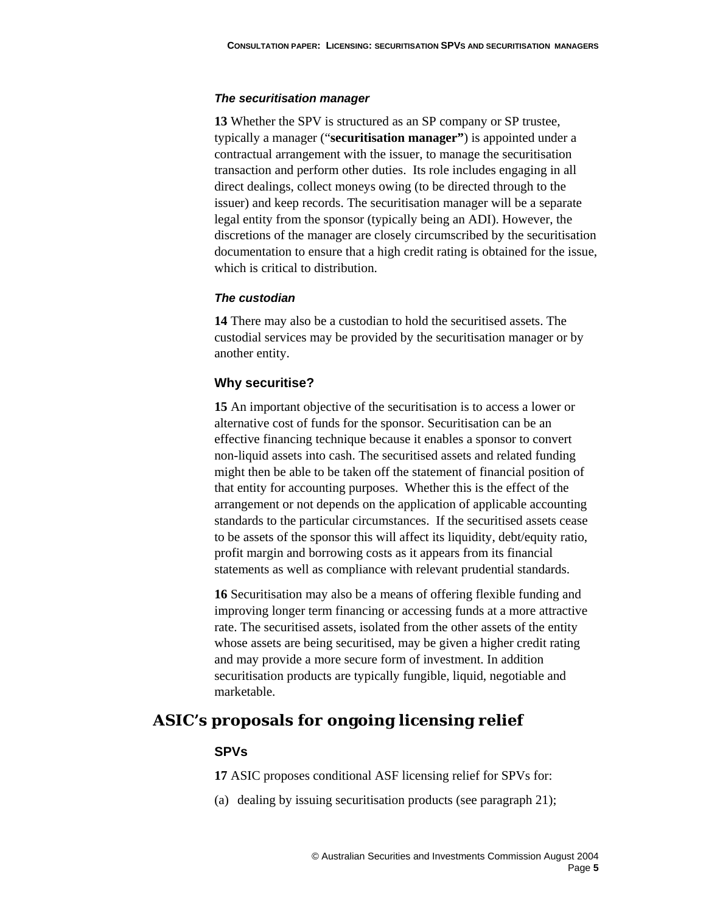### *The securitisation manager*

**13** Whether the SPV is structured as an SP company or SP trustee, typically a manager ("**securitisation manager"**) is appointed under a contractual arrangement with the issuer, to manage the securitisation transaction and perform other duties. Its role includes engaging in all direct dealings, collect moneys owing (to be directed through to the issuer) and keep records. The securitisation manager will be a separate legal entity from the sponsor (typically being an ADI). However, the discretions of the manager are closely circumscribed by the securitisation documentation to ensure that a high credit rating is obtained for the issue, which is critical to distribution.

### *The custodian*

**14** There may also be a custodian to hold the securitised assets. The custodial services may be provided by the securitisation manager or by another entity.

### Why securitise?

**15** An important objective of the securitisation is to access a lower or alternative cost of funds for the sponsor. Securitisation can be an effective financing technique because it enables a sponsor to convert non-liquid assets into cash. The securitised assets and related funding might then be able to be taken off the statement of financial position of that entity for accounting purposes. Whether this is the effect of the arrangement or not depends on the application of applicable accounting standards to the particular circumstances. If the securitised assets cease to be assets of the sponsor this will affect its liquidity, debt/equity ratio, profit margin and borrowing costs as it appears from its financial statements as well as compliance with relevant prudential standards.

**16** Securitisation may also be a means of offering flexible funding and improving longer term financing or accessing funds at a more attractive rate. The securitised assets, isolated from the other assets of the entity whose assets are being securitised, may be given a higher credit rating and may provide a more secure form of investment. In addition securitisation products are typically fungible, liquid, negotiable and marketable.

## ASIC's proposals for ongoing licensing relief

### SPVs

**17** ASIC proposes conditional ASF licensing relief for SPVs for:

(a) dealing by issuing securitisation products (see paragraph 21);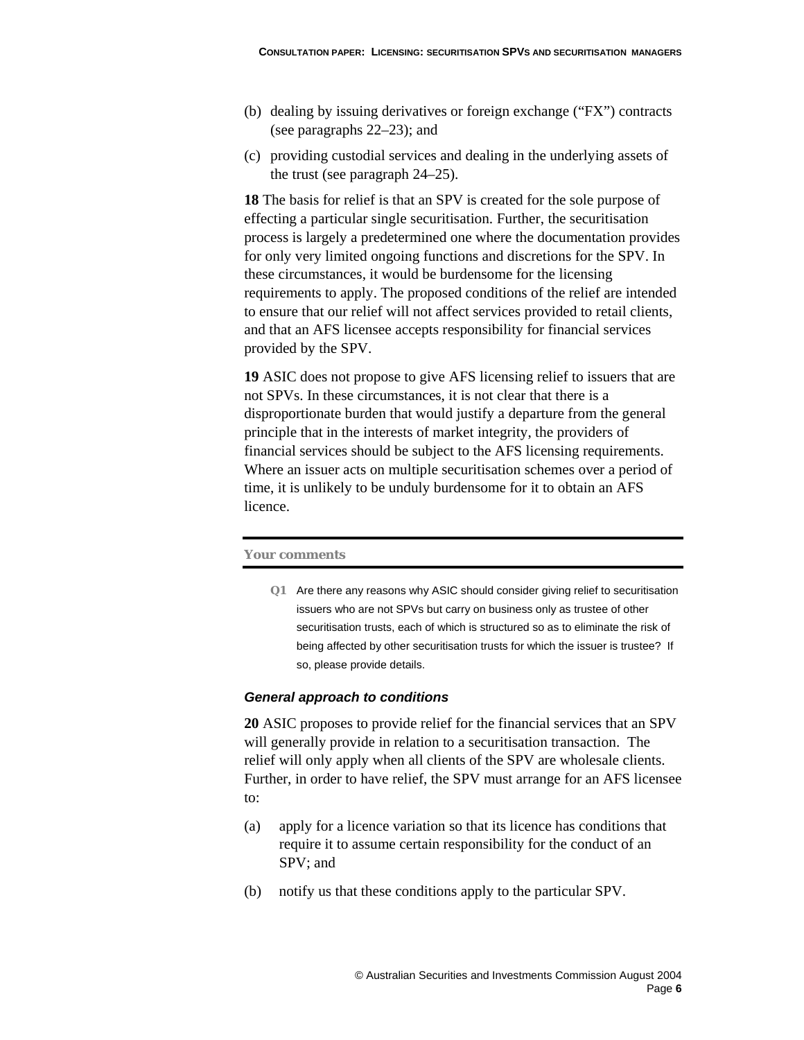(b) dealing by issuing derivatives or foreign exchange ("FX") contracts (see paragraphs 22–23); and

(c) providing custodial services and dealing in the underlying assets of the trust (see paragraph 24–25).

**18** The basis for relief is that an SPV is created for the sole purpose of effecting a particular single securitisation. Further, the securitisation process is largely a predetermined one where the documentation provides for only very limited ongoing functions and discretions for the SPV. In these circumstances, it would be burdensome for the licensing requirements to apply. The proposed conditions of the relief are intended to ensure that our relief will not affect services provided to retail clients, and that an AFS licensee accepts responsibility for financial services provided by the SPV.

**19** ASIC does not propose to give AFS licensing relief to issuers that are not SPVs. In these circumstances, it is not clear that there is a disproportionate burden that would justify a departure from the general principle that in the interests of market integrity, the providers of financial services should be subject to the AFS licensing requirements. Where an issuer acts on multiple securitisation schemes over a period of time, it is unlikely to be unduly burdensome for it to obtain an AFS licence.

---

**Your comments**

---

**Q1** Are there any reasons why ASIC should consider giving relief to securitisation issuers who are not SPVs but carry on business only as trustee of other securitisation trusts, each of which is structured so as to eliminate the risk of being affected by other securitisation trusts for which the issuer is trustee? If so, please provide details.

### *General approach to conditions*

**20** ASIC proposes to provide relief for the financial services that an SPV will generally provide in relation to a securitisation transaction. The relief will only apply when all clients of the SPV are wholesale clients. Further, in order to have relief, the SPV must arrange for an AFS licensee to:

(a) apply for a licence variation so that its licence has conditions that require it to assume certain responsibility for the conduct of an SPV; and

(b) notify us that these conditions apply to the particular SPV.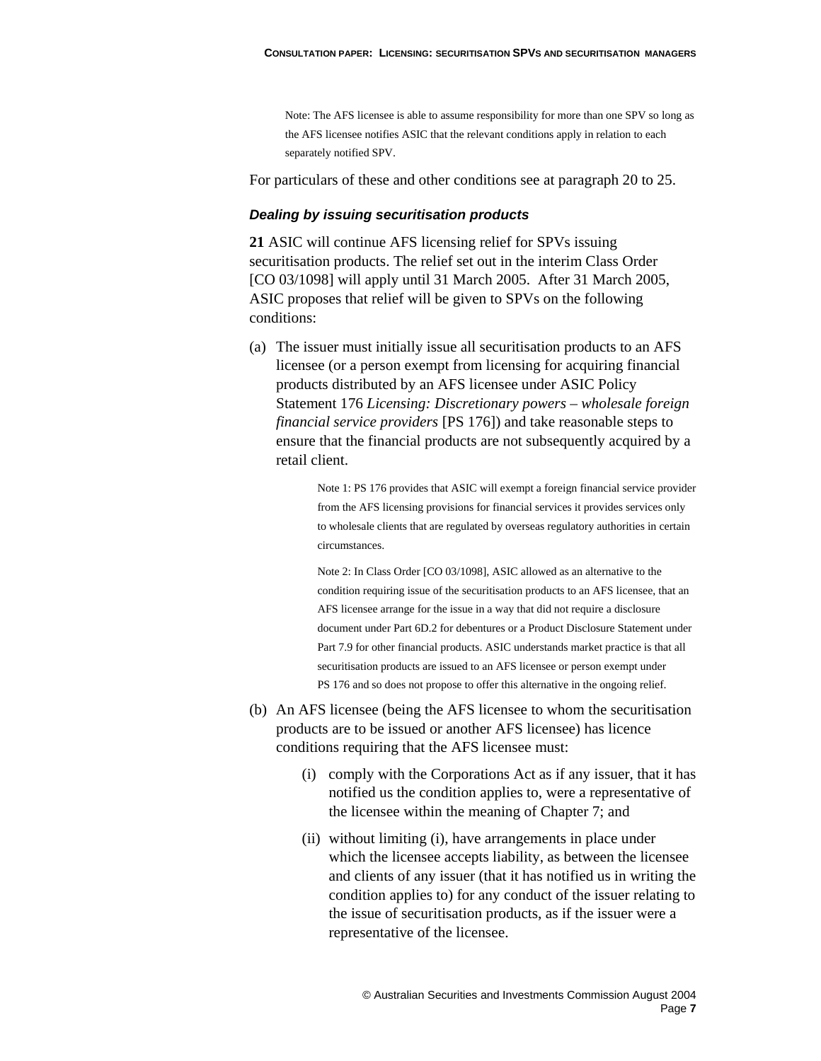Note: The AFS licensee is able to assume responsibility for more than one SPV so long as the AFS licensee notifies ASIC that the relevant conditions apply in relation to each separately notified SPV.

For particulars of these and other conditions see at paragraph 20 to 25.

### *Dealing by issuing securitisation products*

**21** ASIC will continue AFS licensing relief for SPVs issuing securitisation products. The relief set out in the interim Class Order [CO 03/1098] will apply until 31 March 2005. After 31 March 2005, ASIC proposes that relief will be given to SPVs on the following conditions:

(a) The issuer must initially issue all securitisation products to an AFS licensee (or a person exempt from licensing for acquiring financial products distributed by an AFS licensee under ASIC Policy Statement 176 *Licensing: Discretionary powers – wholesale foreign financial service providers* [PS 176]) and take reasonable steps to ensure that the financial products are not subsequently acquired by a retail client.

> Note 1: PS 176 provides that ASIC will exempt a foreign financial service provider from the AFS licensing provisions for financial services it provides services only to wholesale clients that are regulated by overseas regulatory authorities in certain circumstances.
>
> Note 2: In Class Order [CO 03/1098], ASIC allowed as an alternative to the condition requiring issue of the securitisation products to an AFS licensee, that an AFS licensee arrange for the issue in a way that did not require a disclosure document under Part 6D.2 for debentures or a Product Disclosure Statement under Part 7.9 for other financial products. ASIC understands market practice is that all securitisation products are issued to an AFS licensee or person exempt under PS 176 and so does not propose to offer this alternative in the ongoing relief.

(b) An AFS licensee (being the AFS licensee to whom the securitisation products are to be issued or another AFS licensee) has licence conditions requiring that the AFS licensee must:

   (i) comply with the Corporations Act as if any issuer, that it has notified us the condition applies to, were a representative of the licensee within the meaning of Chapter 7; and

   (ii) without limiting (i), have arrangements in place under which the licensee accepts liability, as between the licensee and clients of any issuer (that it has notified us in writing the condition applies to) for any conduct of the issuer relating to the issue of securitisation products, as if the issuer were a representative of the licensee.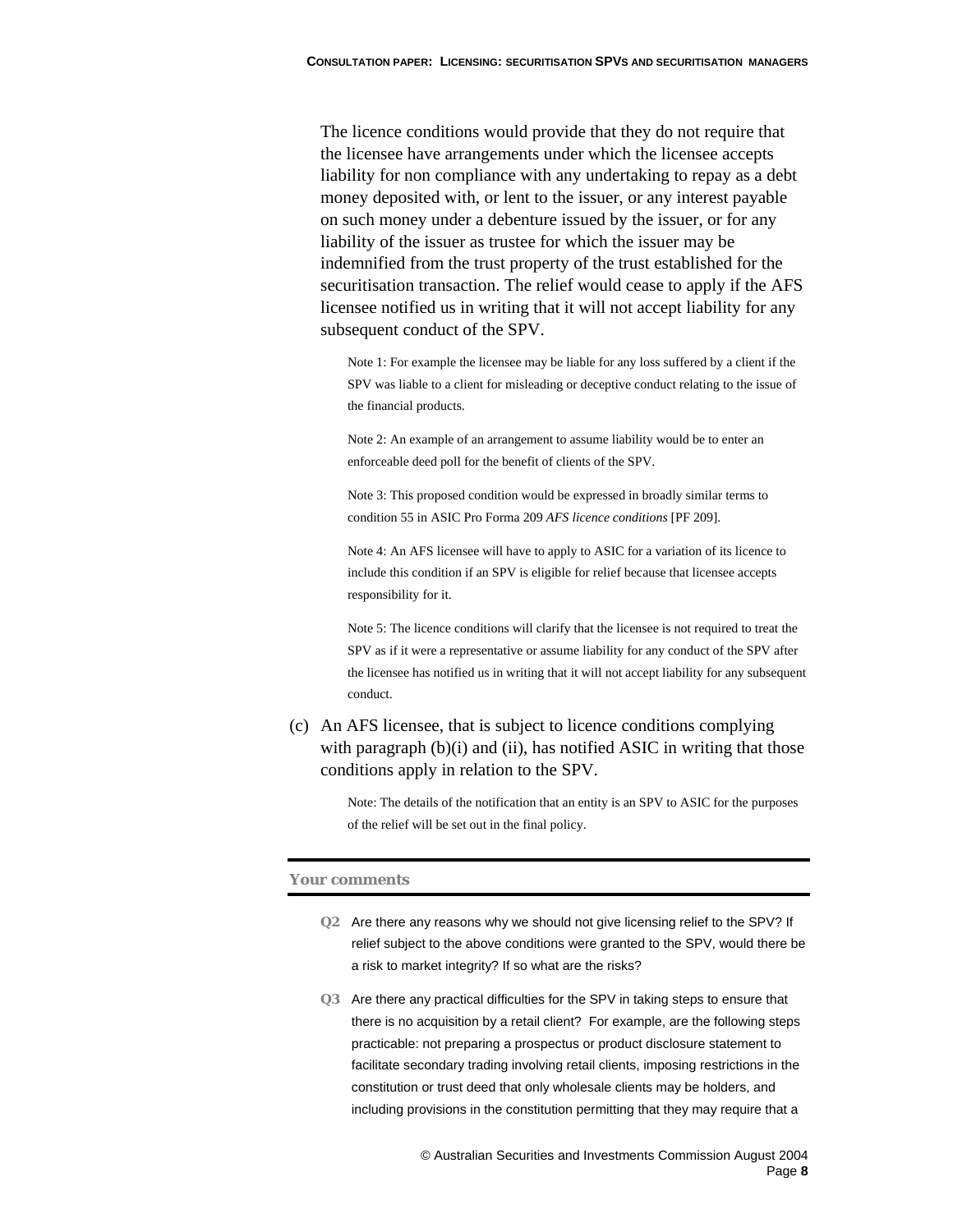The licence conditions would provide that they do not require that the licensee have arrangements under which the licensee accepts liability for non compliance with any undertaking to repay as a debt money deposited with, or lent to the issuer, or any interest payable on such money under a debenture issued by the issuer, or for any liability of the issuer as trustee for which the issuer may be indemnified from the trust property of the trust established for the securitisation transaction. The relief would cease to apply if the AFS licensee notified us in writing that it will not accept liability for any subsequent conduct of the SPV.

> Note 1: For example the licensee may be liable for any loss suffered by a client if the SPV was liable to a client for misleading or deceptive conduct relating to the issue of the financial products.
>
> Note 2: An example of an arrangement to assume liability would be to enter an enforceable deed poll for the benefit of clients of the SPV.
>
> Note 3: This proposed condition would be expressed in broadly similar terms to condition 55 in ASIC Pro Forma 209 *AFS licence conditions* [PF 209].
>
> Note 4: An AFS licensee will have to apply to ASIC for a variation of its licence to include this condition if an SPV is eligible for relief because that licensee accepts responsibility for it.
>
> Note 5: The licence conditions will clarify that the licensee is not required to treat the SPV as if it were a representative or assume liability for any conduct of the SPV after the licensee has notified us in writing that it will not accept liability for any subsequent conduct.

(c) An AFS licensee, that is subject to licence conditions complying with paragraph (b)(i) and (ii), has notified ASIC in writing that those conditions apply in relation to the SPV.

> Note: The details of the notification that an entity is an SPV to ASIC for the purposes of the relief will be set out in the final policy.

---

**Your comments**

---

**Q2** Are there any reasons why we should not give licensing relief to the SPV? If relief subject to the above conditions were granted to the SPV, would there be a risk to market integrity? If so what are the risks?

**Q3** Are there any practical difficulties for the SPV in taking steps to ensure that there is no acquisition by a retail client? For example, are the following steps practicable: not preparing a prospectus or product disclosure statement to facilitate secondary trading involving retail clients, imposing restrictions in the constitution or trust deed that only wholesale clients may be holders, and including provisions in the constitution permitting that they may require that a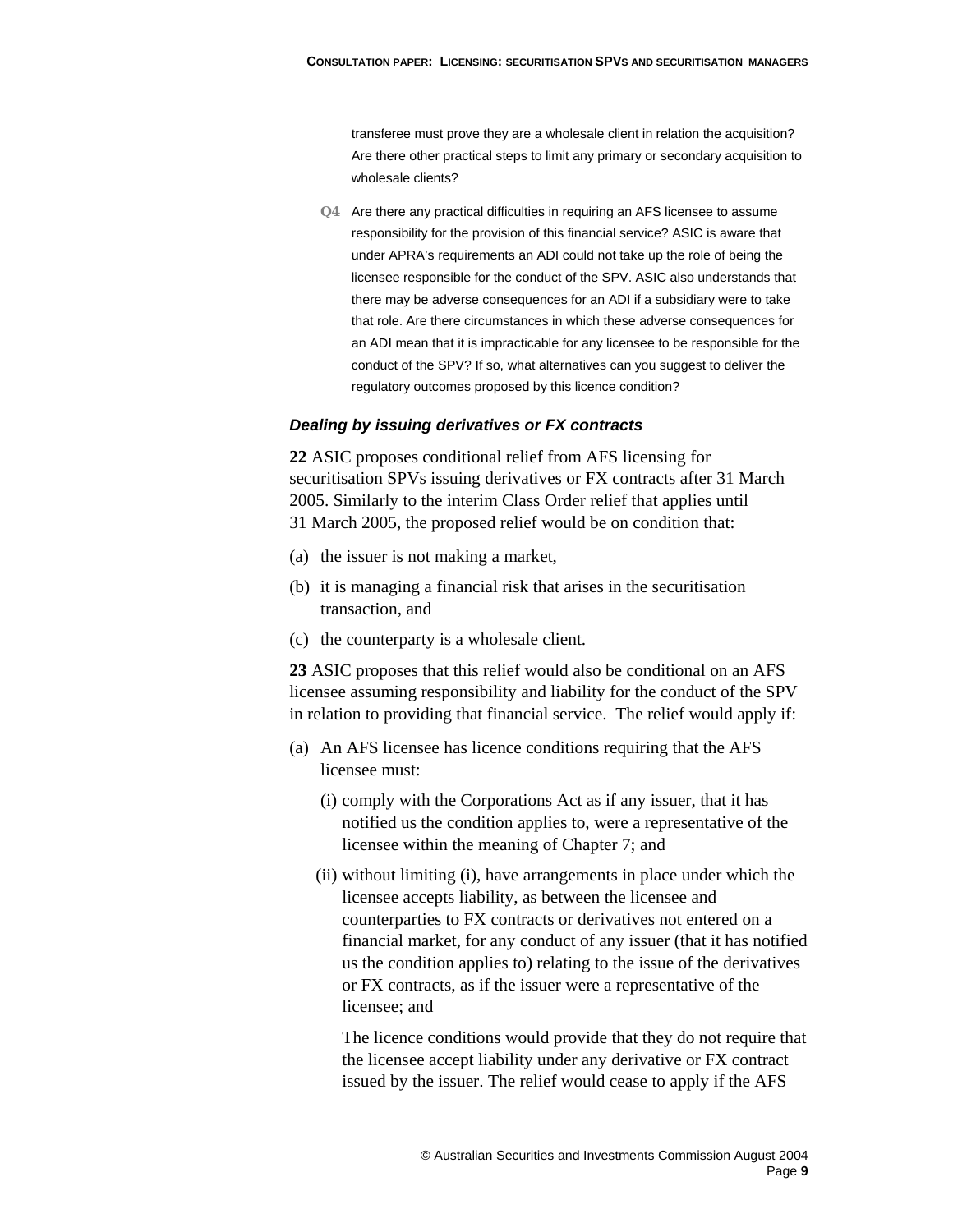transferee must prove they are a wholesale client in relation the acquisition? Are there other practical steps to limit any primary or secondary acquisition to wholesale clients?

**Q4** Are there any practical difficulties in requiring an AFS licensee to assume responsibility for the provision of this financial service? ASIC is aware that under APRA's requirements an ADI could not take up the role of being the licensee responsible for the conduct of the SPV. ASIC also understands that there may be adverse consequences for an ADI if a subsidiary were to take that role. Are there circumstances in which these adverse consequences for an ADI mean that it is impracticable for any licensee to be responsible for the conduct of the SPV? If so, what alternatives can you suggest to deliver the regulatory outcomes proposed by this licence condition?

### *Dealing by issuing derivatives or FX contracts*

**22** ASIC proposes conditional relief from AFS licensing for securitisation SPVs issuing derivatives or FX contracts after 31 March 2005. Similarly to the interim Class Order relief that applies until 31 March 2005, the proposed relief would be on condition that:

(a) the issuer is not making a market,

(b) it is managing a financial risk that arises in the securitisation transaction, and

(c) the counterparty is a wholesale client.

**23** ASIC proposes that this relief would also be conditional on an AFS licensee assuming responsibility and liability for the conduct of the SPV in relation to providing that financial service. The relief would apply if:

(a) An AFS licensee has licence conditions requiring that the AFS licensee must:

  (i) comply with the Corporations Act as if any issuer, that it has notified us the condition applies to, were a representative of the licensee within the meaning of Chapter 7; and

  (ii) without limiting (i), have arrangements in place under which the licensee accepts liability, as between the licensee and counterparties to FX contracts or derivatives not entered on a financial market, for any conduct of any issuer (that it has notified us the condition applies to) relating to the issue of the derivatives or FX contracts, as if the issuer were a representative of the licensee; and

  The licence conditions would provide that they do not require that the licensee accept liability under any derivative or FX contract issued by the issuer. The relief would cease to apply if the AFS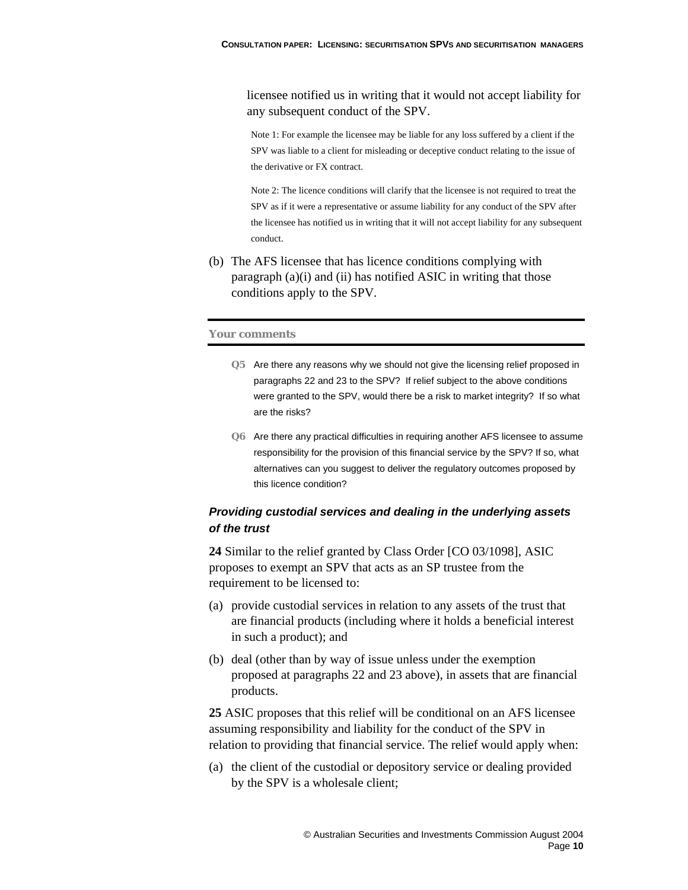licensee notified us in writing that it would not accept liability for any subsequent conduct of the SPV.

Note 1: For example the licensee may be liable for any loss suffered by a client if the SPV was liable to a client for misleading or deceptive conduct relating to the issue of the derivative or FX contract.

Note 2: The licence conditions will clarify that the licensee is not required to treat the SPV as if it were a representative or assume liability for any conduct of the SPV after the licensee has notified us in writing that it will not accept liability for any subsequent conduct.

(b) The AFS licensee that has licence conditions complying with paragraph (a)(i) and (ii) has notified ASIC in writing that those conditions apply to the SPV.

**Your comments**

**Q5** Are there any reasons why we should not give the licensing relief proposed in paragraphs 22 and 23 to the SPV? If relief subject to the above conditions were granted to the SPV, would there be a risk to market integrity? If so what are the risks?

**Q6** Are there any practical difficulties in requiring another AFS licensee to assume responsibility for the provision of this financial service by the SPV? If so, what alternatives can you suggest to deliver the regulatory outcomes proposed by this licence condition?

### *Providing custodial services and dealing in the underlying assets of the trust*

**24** Similar to the relief granted by Class Order [CO 03/1098], ASIC proposes to exempt an SPV that acts as an SP trustee from the requirement to be licensed to:

(a) provide custodial services in relation to any assets of the trust that are financial products (including where it holds a beneficial interest in such a product); and

(b) deal (other than by way of issue unless under the exemption proposed at paragraphs 22 and 23 above), in assets that are financial products.

**25** ASIC proposes that this relief will be conditional on an AFS licensee assuming responsibility and liability for the conduct of the SPV in relation to providing that financial service. The relief would apply when:

(a) the client of the custodial or depository service or dealing provided by the SPV is a wholesale client;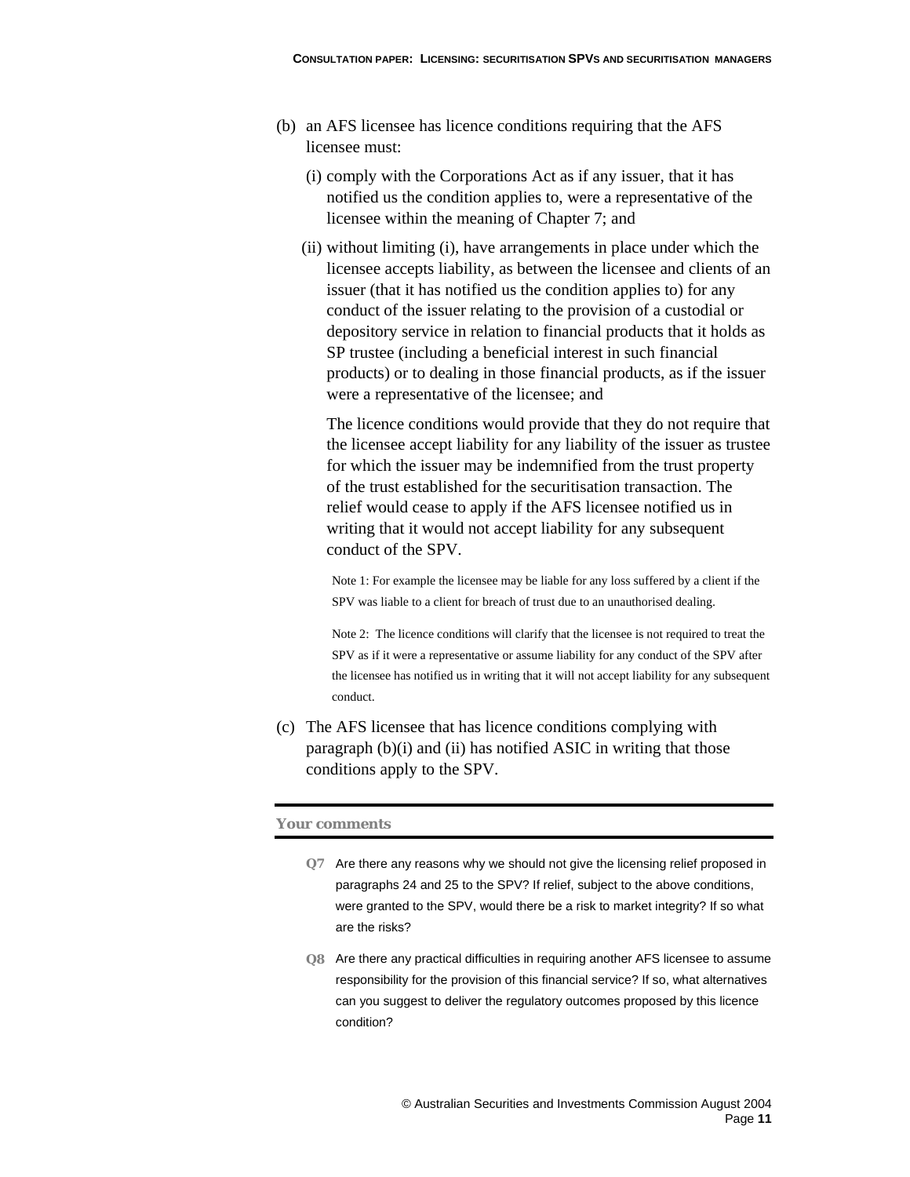(b) an AFS licensee has licence conditions requiring that the AFS licensee must:

   (i) comply with the Corporations Act as if any issuer, that it has notified us the condition applies to, were a representative of the licensee within the meaning of Chapter 7; and

   (ii) without limiting (i), have arrangements in place under which the licensee accepts liability, as between the licensee and clients of an issuer (that it has notified us the condition applies to) for any conduct of the issuer relating to the provision of a custodial or depository service in relation to financial products that it holds as SP trustee (including a beneficial interest in such financial products) or to dealing in those financial products, as if the issuer were a representative of the licensee; and

   The licence conditions would provide that they do not require that the licensee accept liability for any liability of the issuer as trustee for which the issuer may be indemnified from the trust property of the trust established for the securitisation transaction. The relief would cease to apply if the AFS licensee notified us in writing that it would not accept liability for any subsequent conduct of the SPV.

   Note 1: For example the licensee may be liable for any loss suffered by a client if the SPV was liable to a client for breach of trust due to an unauthorised dealing.

   Note 2: The licence conditions will clarify that the licensee is not required to treat the SPV as if it were a representative or assume liability for any conduct of the SPV after the licensee has notified us in writing that it will not accept liability for any subsequent conduct.

(c) The AFS licensee that has licence conditions complying with paragraph (b)(i) and (ii) has notified ASIC in writing that those conditions apply to the SPV.

**Your comments**

**Q7** Are there any reasons why we should not give the licensing relief proposed in paragraphs 24 and 25 to the SPV? If relief, subject to the above conditions, were granted to the SPV, would there be a risk to market integrity? If so what are the risks?

**Q8** Are there any practical difficulties in requiring another AFS licensee to assume responsibility for the provision of this financial service? If so, what alternatives can you suggest to deliver the regulatory outcomes proposed by this licence condition?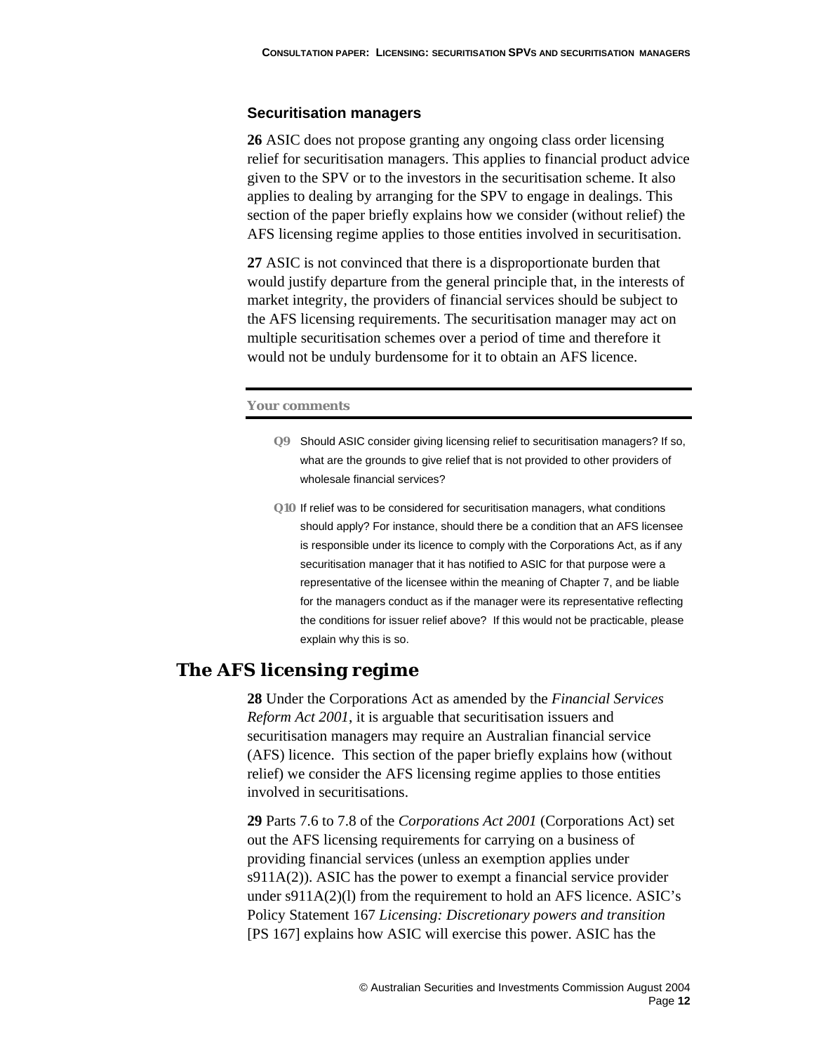### Securitisation managers

**26** ASIC does not propose granting any ongoing class order licensing relief for securitisation managers. This applies to financial product advice given to the SPV or to the investors in the securitisation scheme. It also applies to dealing by arranging for the SPV to engage in dealings. This section of the paper briefly explains how we consider (without relief) the AFS licensing regime applies to those entities involved in securitisation.

**27** ASIC is not convinced that there is a disproportionate burden that would justify departure from the general principle that, in the interests of market integrity, the providers of financial services should be subject to the AFS licensing requirements. The securitisation manager may act on multiple securitisation schemes over a period of time and therefore it would not be unduly burdensome for it to obtain an AFS licence.

**Your comments**

**Q9** Should ASIC consider giving licensing relief to securitisation managers? If so, what are the grounds to give relief that is not provided to other providers of wholesale financial services?

**Q10** If relief was to be considered for securitisation managers, what conditions should apply? For instance, should there be a condition that an AFS licensee is responsible under its licence to comply with the Corporations Act, as if any securitisation manager that it has notified to ASIC for that purpose were a representative of the licensee within the meaning of Chapter 7, and be liable for the managers conduct as if the manager were its representative reflecting the conditions for issuer relief above? If this would not be practicable, please explain why this is so.

## The AFS licensing regime

**28** Under the Corporations Act as amended by the *Financial Services Reform Act 2001*, it is arguable that securitisation issuers and securitisation managers may require an Australian financial service (AFS) licence. This section of the paper briefly explains how (without relief) we consider the AFS licensing regime applies to those entities involved in securitisations.

**29** Parts 7.6 to 7.8 of the *Corporations Act 2001* (Corporations Act) set out the AFS licensing requirements for carrying on a business of providing financial services (unless an exemption applies under s911A(2)). ASIC has the power to exempt a financial service provider under s911A(2)(l) from the requirement to hold an AFS licence. ASIC's Policy Statement 167 *Licensing: Discretionary powers and transition* [PS 167] explains how ASIC will exercise this power. ASIC has the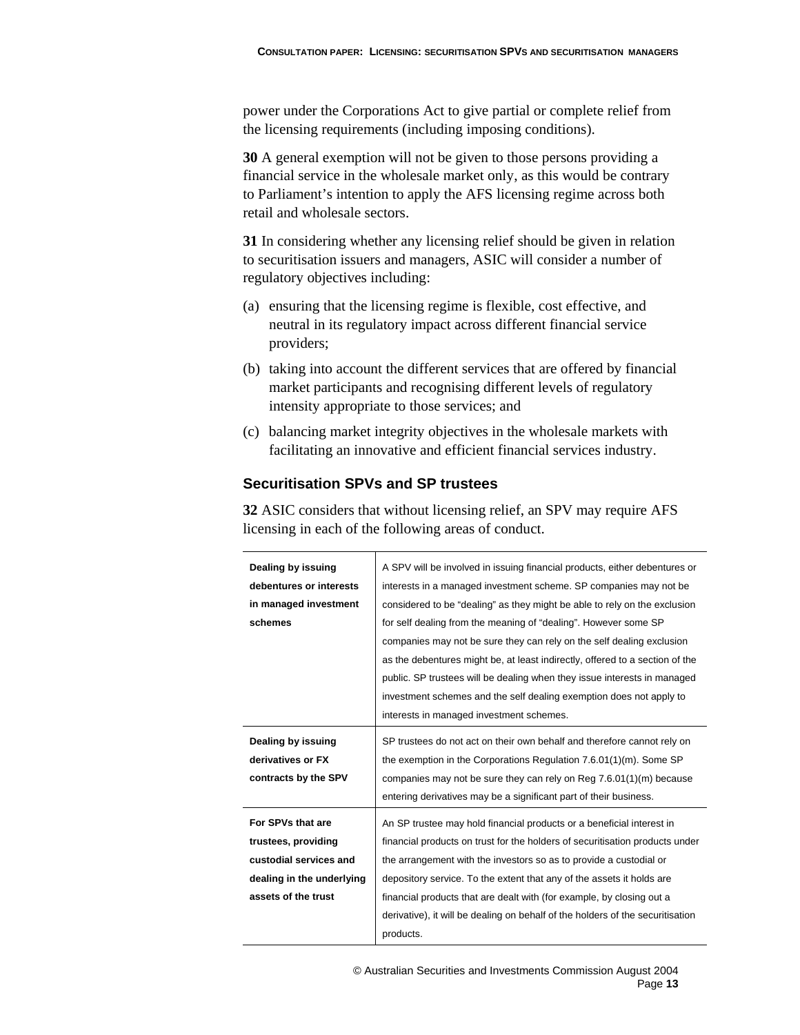power under the Corporations Act to give partial or complete relief from the licensing requirements (including imposing conditions).

**30** A general exemption will not be given to those persons providing a financial service in the wholesale market only, as this would be contrary to Parliament's intention to apply the AFS licensing regime across both retail and wholesale sectors.

**31** In considering whether any licensing relief should be given in relation to securitisation issuers and managers, ASIC will consider a number of regulatory objectives including:

(a) ensuring that the licensing regime is flexible, cost effective, and neutral in its regulatory impact across different financial service providers;

(b) taking into account the different services that are offered by financial market participants and recognising different levels of regulatory intensity appropriate to those services; and

(c) balancing market integrity objectives in the wholesale markets with facilitating an innovative and efficient financial services industry.

### Securitisation SPVs and SP trustees

**32** ASIC considers that without licensing relief, an SPV may require AFS licensing in each of the following areas of conduct.

| | |
|---|---|
| **Dealing by issuing debentures or interests in managed investment schemes** | A SPV will be involved in issuing financial products, either debentures or interests in a managed investment scheme. SP companies may not be considered to be "dealing" as they might be able to rely on the exclusion for self dealing from the meaning of "dealing". However some SP companies may not be sure they can rely on the self dealing exclusion as the debentures might be, at least indirectly, offered to a section of the public. SP trustees will be dealing when they issue interests in managed investment schemes and the self dealing exemption does not apply to interests in managed investment schemes. |
| **Dealing by issuing derivatives or FX contracts by the SPV** | SP trustees do not act on their own behalf and therefore cannot rely on the exemption in the Corporations Regulation 7.6.01(1)(m). Some SP companies may not be sure they can rely on Reg 7.6.01(1)(m) because entering derivatives may be a significant part of their business. |
| **For SPVs that are trustees, providing custodial services and dealing in the underlying assets of the trust** | An SP trustee may hold financial products or a beneficial interest in financial products on trust for the holders of securitisation products under the arrangement with the investors so as to provide a custodial or depository service. To the extent that any of the assets it holds are financial products that are dealt with (for example, by closing out a derivative), it will be dealing on behalf of the holders of the securitisation products. |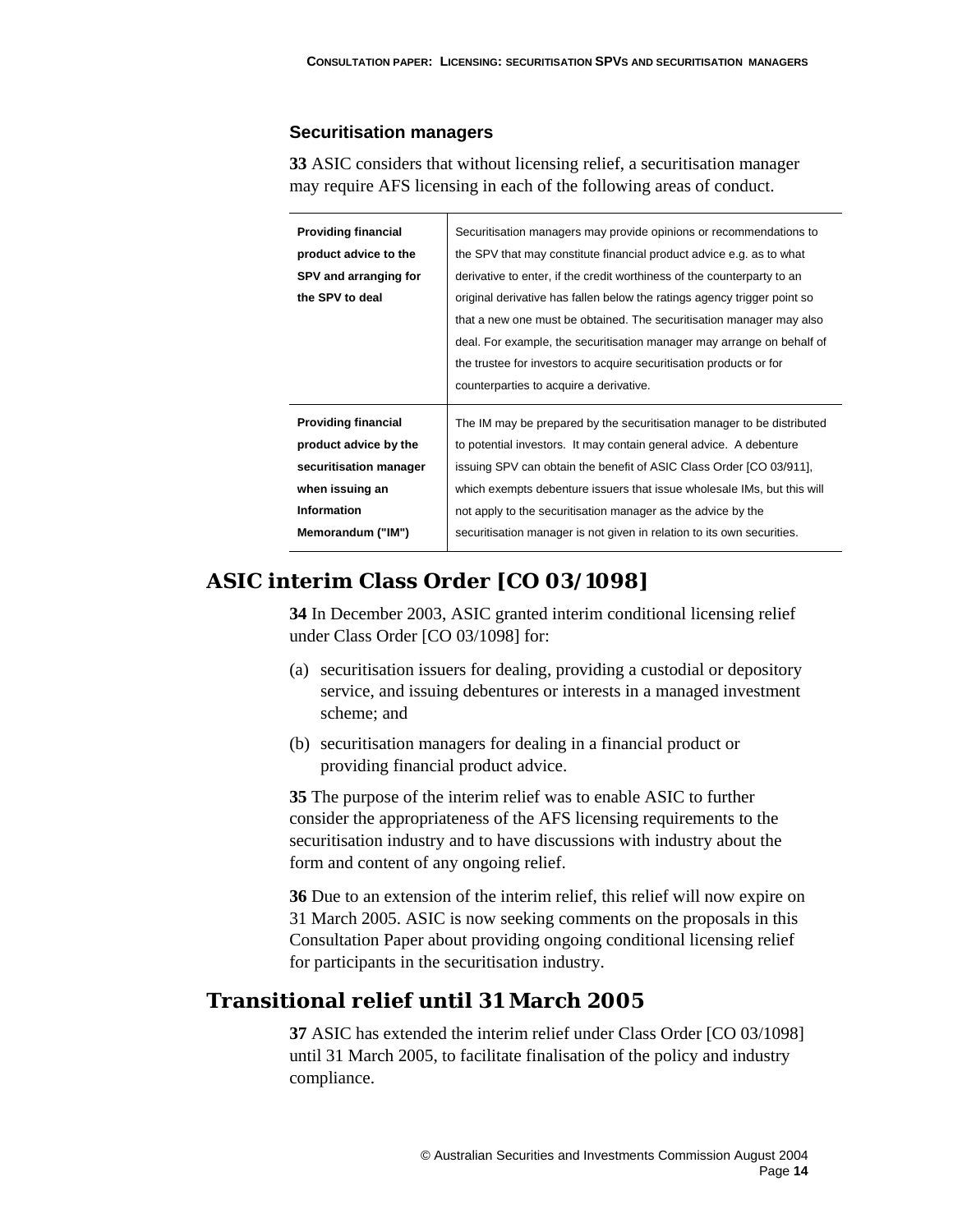### Securitisation managers

**33** ASIC considers that without licensing relief, a securitisation manager may require AFS licensing in each of the following areas of conduct.

| | |
|---|---|
| **Providing financial product advice to the SPV and arranging for the SPV to deal** | Securitisation managers may provide opinions or recommendations to the SPV that may constitute financial product advice e.g. as to what derivative to enter, if the credit worthiness of the counterparty to an original derivative has fallen below the ratings agency trigger point so that a new one must be obtained. The securitisation manager may also deal. For example, the securitisation manager may arrange on behalf of the trustee for investors to acquire securitisation products or for counterparties to acquire a derivative. |
| **Providing financial product advice by the securitisation manager when issuing an Information Memorandum ("IM")** | The IM may be prepared by the securitisation manager to be distributed to potential investors. It may contain general advice. A debenture issuing SPV can obtain the benefit of ASIC Class Order [CO 03/911], which exempts debenture issuers that issue wholesale IMs, but this will not apply to the securitisation manager as the advice by the securitisation manager is not given in relation to its own securities. |

## ASIC interim Class Order [CO 03/1098]

**34** In December 2003, ASIC granted interim conditional licensing relief under Class Order [CO 03/1098] for:

(a) securitisation issuers for dealing, providing a custodial or depository service, and issuing debentures or interests in a managed investment scheme; and

(b) securitisation managers for dealing in a financial product or providing financial product advice.

**35** The purpose of the interim relief was to enable ASIC to further consider the appropriateness of the AFS licensing requirements to the securitisation industry and to have discussions with industry about the form and content of any ongoing relief.

**36** Due to an extension of the interim relief, this relief will now expire on 31 March 2005. ASIC is now seeking comments on the proposals in this Consultation Paper about providing ongoing conditional licensing relief for participants in the securitisation industry.

## Transitional relief until 31 March 2005

**37** ASIC has extended the interim relief under Class Order [CO 03/1098] until 31 March 2005, to facilitate finalisation of the policy and industry compliance.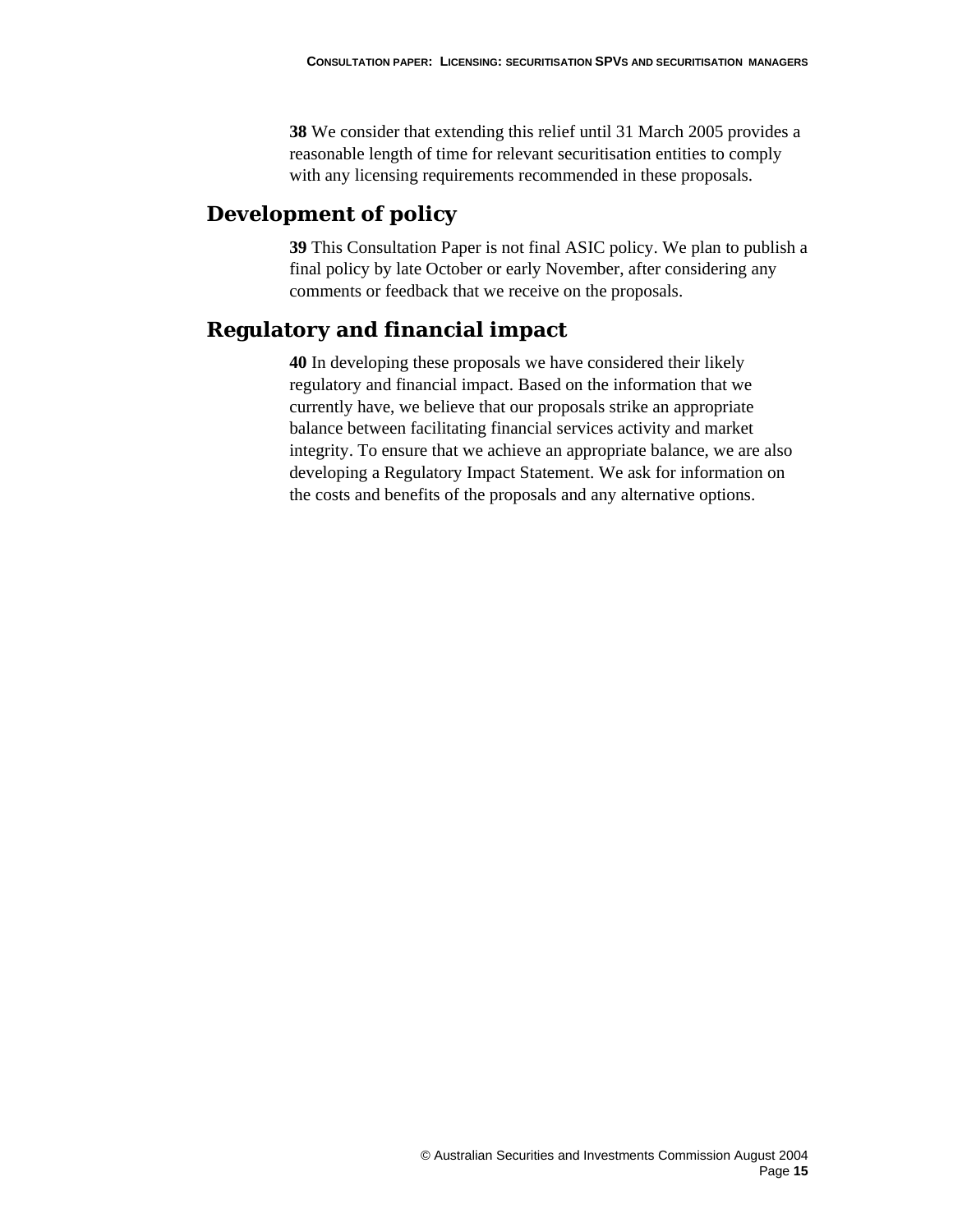**38** We consider that extending this relief until 31 March 2005 provides a reasonable length of time for relevant securitisation entities to comply with any licensing requirements recommended in these proposals.

## Development of policy

**39** This Consultation Paper is not final ASIC policy. We plan to publish a final policy by late October or early November, after considering any comments or feedback that we receive on the proposals.

## Regulatory and financial impact

**40** In developing these proposals we have considered their likely regulatory and financial impact. Based on the information that we currently have, we believe that our proposals strike an appropriate balance between facilitating financial services activity and market integrity. To ensure that we achieve an appropriate balance, we are also developing a Regulatory Impact Statement. We ask for information on the costs and benefits of the proposals and any alternative options.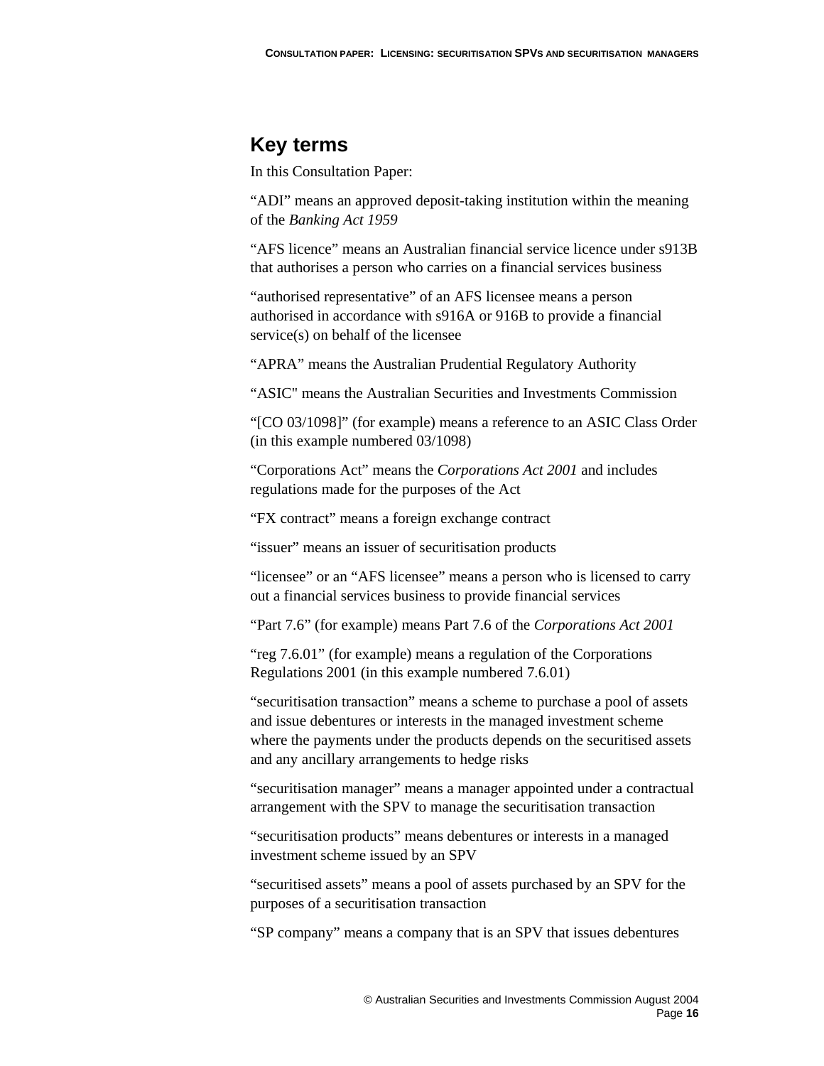## Key terms

In this Consultation Paper:

“ADI” means an approved deposit-taking institution within the meaning of the *Banking Act 1959*

“AFS licence” means an Australian financial service licence under s913B that authorises a person who carries on a financial services business

“authorised representative” of an AFS licensee means a person authorised in accordance with s916A or 916B to provide a financial service(s) on behalf of the licensee

“APRA” means the Australian Prudential Regulatory Authority

“ASIC" means the Australian Securities and Investments Commission

“[CO 03/1098]” (for example) means a reference to an ASIC Class Order (in this example numbered 03/1098)

“Corporations Act” means the *Corporations Act 2001* and includes regulations made for the purposes of the Act

“FX contract” means a foreign exchange contract

“issuer” means an issuer of securitisation products

“licensee” or an “AFS licensee” means a person who is licensed to carry out a financial services business to provide financial services

“Part 7.6” (for example) means Part 7.6 of the *Corporations Act 2001*

“reg 7.6.01” (for example) means a regulation of the Corporations Regulations 2001 (in this example numbered 7.6.01)

“securitisation transaction” means a scheme to purchase a pool of assets and issue debentures or interests in the managed investment scheme where the payments under the products depends on the securitised assets and any ancillary arrangements to hedge risks

“securitisation manager” means a manager appointed under a contractual arrangement with the SPV to manage the securitisation transaction

“securitisation products” means debentures or interests in a managed investment scheme issued by an SPV

“securitised assets” means a pool of assets purchased by an SPV for the purposes of a securitisation transaction

“SP company” means a company that is an SPV that issues debentures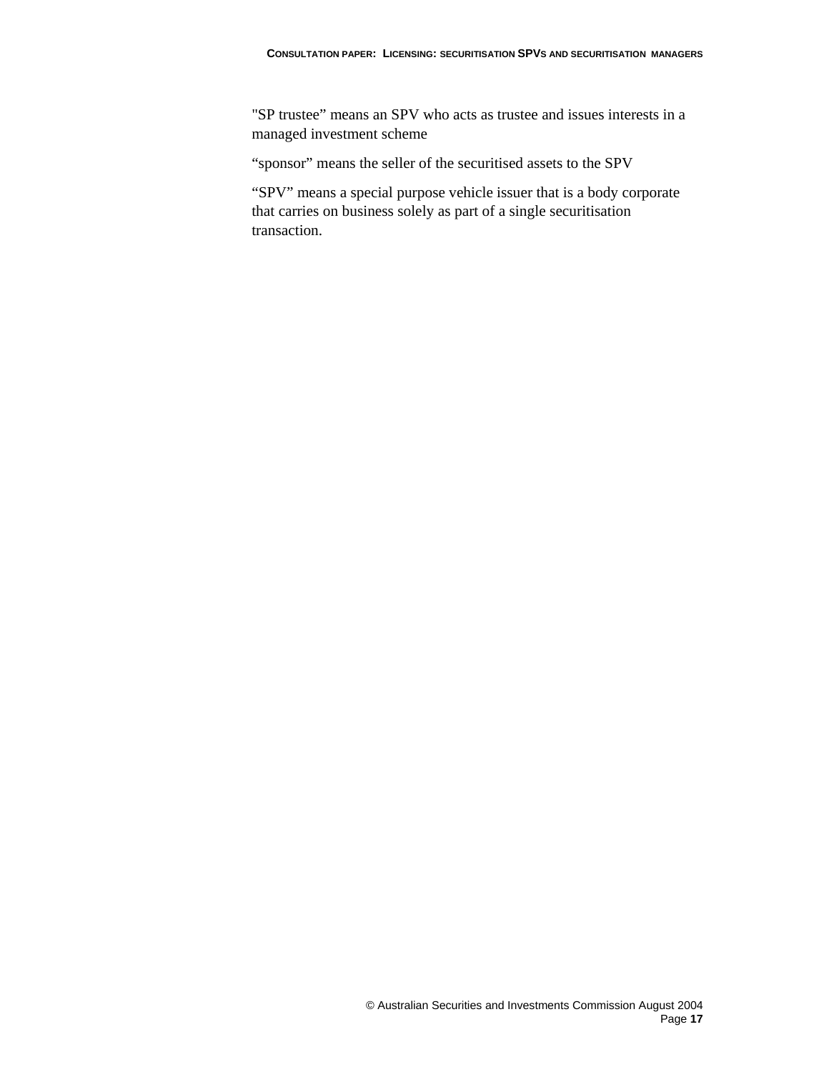"SP trustee" means an SPV who acts as trustee and issues interests in a managed investment scheme

"sponsor" means the seller of the securitised assets to the SPV

"SPV" means a special purpose vehicle issuer that is a body corporate that carries on business solely as part of a single securitisation transaction.